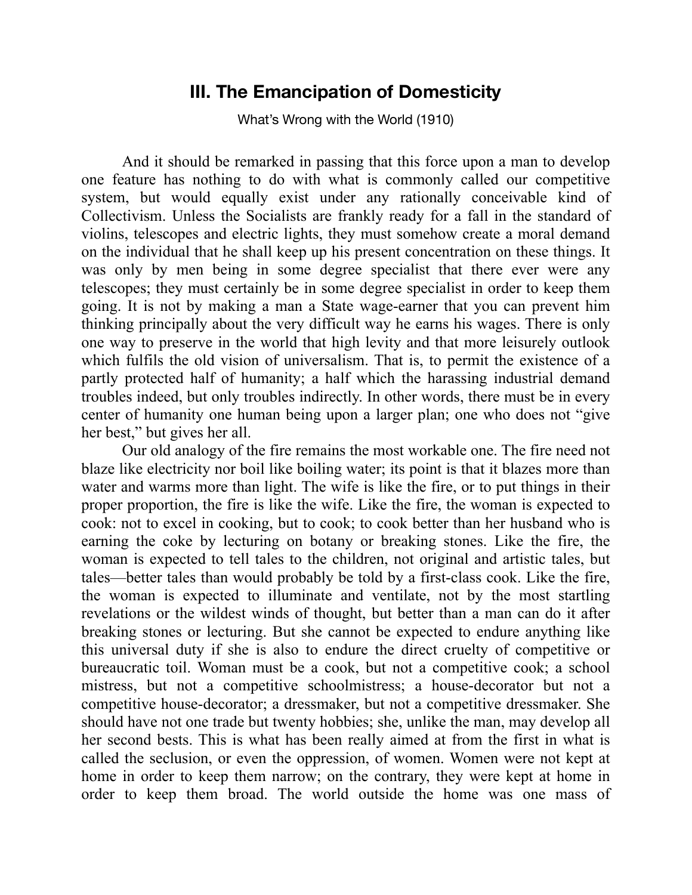# III. The Emancipation of Domesticity

What's Wrong with the World (1910)

And it should be remarked in passing that this force upon a man to develop one feature has nothing to do with what is commonly called our competitive system, but would equally exist under any rationally conceivable kind of Collectivism. Unless the Socialists are frankly ready for a fall in the standard of violins, telescopes and electric lights, they must somehow create a moral demand on the individual that he shall keep up his present concentration on these things. It was only by men being in some degree specialist that there ever were any telescopes; they must certainly be in some degree specialist in order to keep them going. It is not by making a man a State wage-earner that you can prevent him thinking principally about the very difficult way he earns his wages. There is only one way to preserve in the world that high levity and that more leisurely outlook which fulfils the old vision of universalism. That is, to permit the existence of a partly protected half of humanity; a half which the harassing industrial demand troubles indeed, but only troubles indirectly. In other words, there must be in every center of humanity one human being upon a larger plan; one who does not "give her best," but gives her all.

Our old analogy of the fire remains the most workable one. The fire need not blaze like electricity nor boil like boiling water; its point is that it blazes more than water and warms more than light. The wife is like the fire, or to put things in their proper proportion, the fire is like the wife. Like the fire, the woman is expected to cook: not to excel in cooking, but to cook; to cook better than her husband who is earning the coke by lecturing on botany or breaking stones. Like the fire, the woman is expected to tell tales to the children, not original and artistic tales, but tales—better tales than would probably be told by a first-class cook. Like the fire, the woman is expected to illuminate and ventilate, not by the most startling revelations or the wildest winds of thought, but better than a man can do it after breaking stones or lecturing. But she cannot be expected to endure anything like this universal duty if she is also to endure the direct cruelty of competitive or bureaucratic toil. Woman must be a cook, but not a competitive cook; a school mistress, but not a competitive schoolmistress; a house-decorator but not a competitive house-decorator; a dressmaker, but not a competitive dressmaker. She should have not one trade but twenty hobbies; she, unlike the man, may develop all her second bests. This is what has been really aimed at from the first in what is called the seclusion, or even the oppression, of women. Women were not kept at home in order to keep them narrow; on the contrary, they were kept at home in order to keep them broad. The world outside the home was one mass of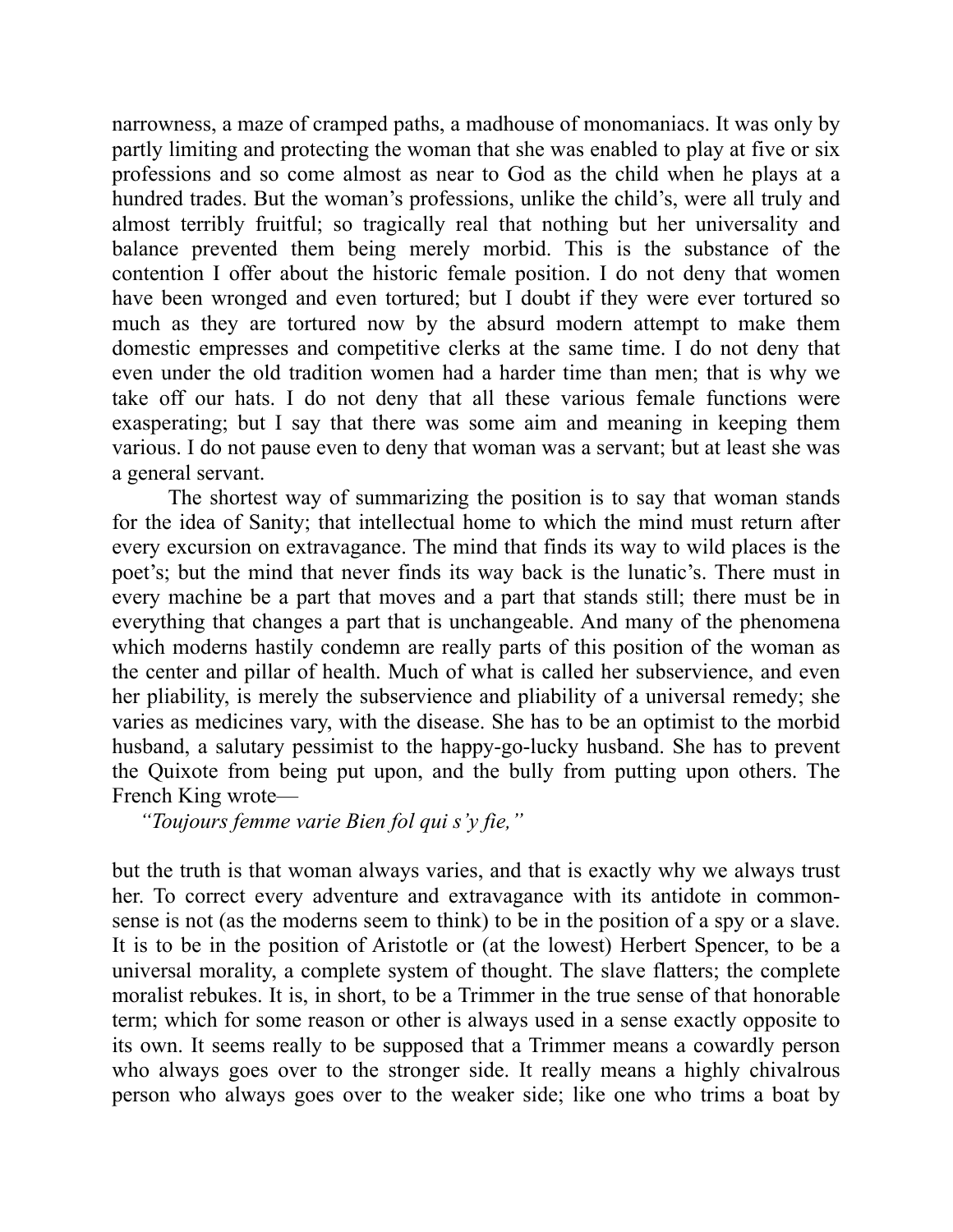narrowness, a maze of cramped paths, a madhouse of monomaniacs. It was only by partly limiting and protecting the woman that she was enabled to play at five or six professions and so come almost as near to God as the child when he plays at a hundred trades. But the woman's professions, unlike the child's, were all truly and almost terribly fruitful; so tragically real that nothing but her universality and balance prevented them being merely morbid. This is the substance of the contention I offer about the historic female position. I do not deny that women have been wronged and even tortured; but I doubt if they were ever tortured so much as they are tortured now by the absurd modern attempt to make them domestic empresses and competitive clerks at the same time. I do not deny that even under the old tradition women had a harder time than men; that is why we take off our hats. I do not deny that all these various female functions were exasperating; but I say that there was some aim and meaning in keeping them various. I do not pause even to deny that woman was a servant; but at least she was a general servant.

The shortest way of summarizing the position is to say that woman stands for the idea of Sanity; that intellectual home to which the mind must return after every excursion on extravagance. The mind that finds its way to wild places is the poet's; but the mind that never finds its way back is the lunatic's. There must in every machine be a part that moves and a part that stands still; there must be in everything that changes a part that is unchangeable. And many of the phenomena which moderns hastily condemn are really parts of this position of the woman as the center and pillar of health. Much of what is called her subservience, and even her pliability, is merely the subservience and pliability of a universal remedy; she varies as medicines vary, with the disease. She has to be an optimist to the morbid husband, a salutary pessimist to the happy-go-lucky husband. She has to prevent the Quixote from being put upon, and the bully from putting upon others. The French King wrote—

*"Toujours femme varie Bien fol qui s'y fie,"*

but the truth is that woman always varies, and that is exactly why we always trust her. To correct every adventure and extravagance with its antidote in common-sense is not (as the moderns seem to think) to be in the position of a spy or a slave. It is to be in the position of Aristotle or (at the lowest) Herbert Spencer, to be a universal morality, a complete system of thought. The slave flatters; the complete moralist rebukes. It is, in short, to be a Trimmer in the true sense of that honorable term; which for some reason or other is always used in a sense exactly opposite to its own. It seems really to be supposed that a Trimmer means a cowardly person who always goes over to the stronger side. It really means a highly chivalrous person who always goes over to the weaker side; like one who trims a boat by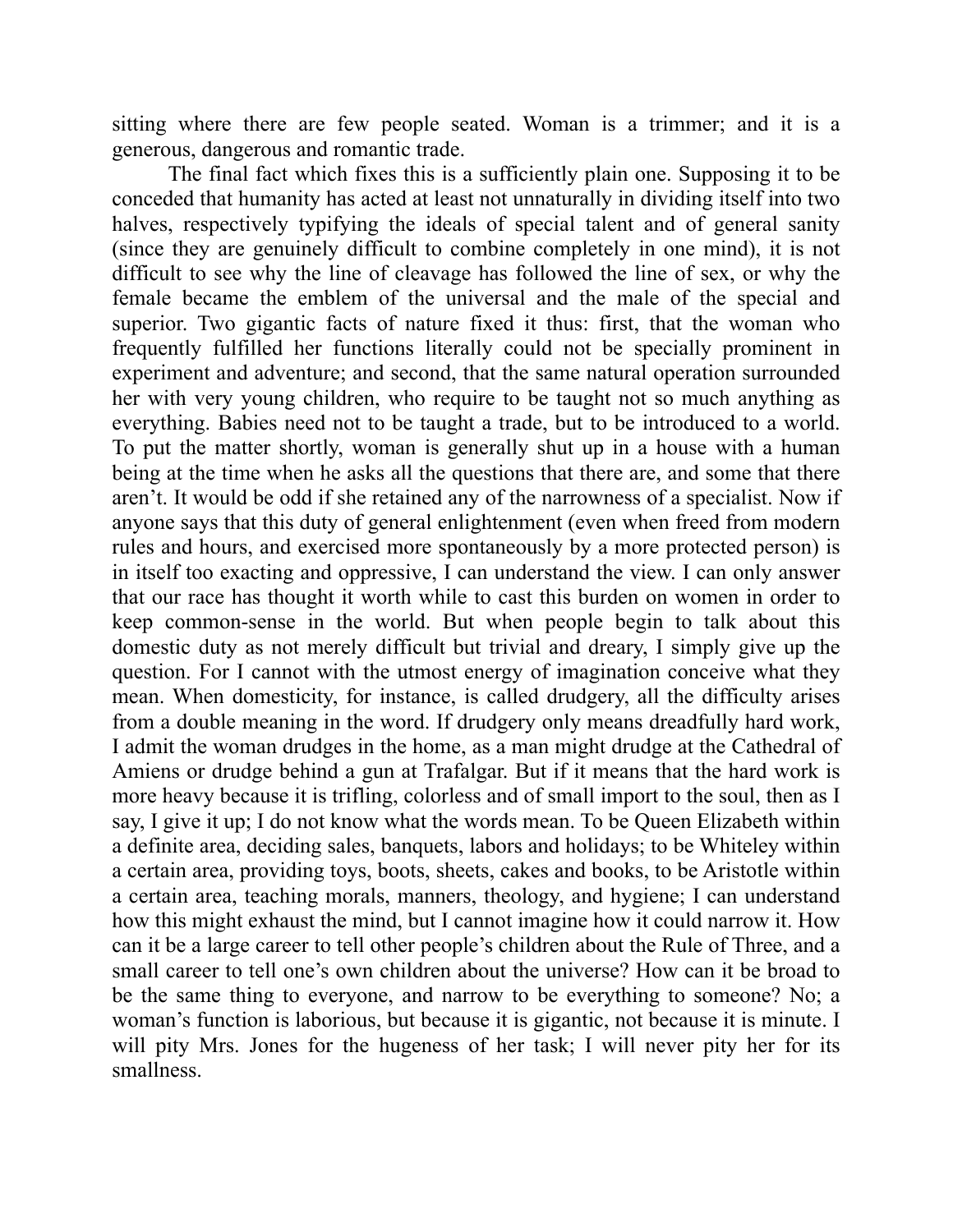sitting where there are few people seated. Woman is a trimmer; and it is a generous, dangerous and romantic trade.

The final fact which fixes this is a sufficiently plain one. Supposing it to be conceded that humanity has acted at least not unnaturally in dividing itself into two halves, respectively typifying the ideals of special talent and of general sanity (since they are genuinely difficult to combine completely in one mind), it is not difficult to see why the line of cleavage has followed the line of sex, or why the female became the emblem of the universal and the male of the special and superior. Two gigantic facts of nature fixed it thus: first, that the woman who frequently fulfilled her functions literally could not be specially prominent in experiment and adventure; and second, that the same natural operation surrounded her with very young children, who require to be taught not so much anything as everything. Babies need not to be taught a trade, but to be introduced to a world. To put the matter shortly, woman is generally shut up in a house with a human being at the time when he asks all the questions that there are, and some that there aren't. It would be odd if she retained any of the narrowness of a specialist. Now if anyone says that this duty of general enlightenment (even when freed from modern rules and hours, and exercised more spontaneously by a more protected person) is in itself too exacting and oppressive, I can understand the view. I can only answer that our race has thought it worth while to cast this burden on women in order to keep common-sense in the world. But when people begin to talk about this domestic duty as not merely difficult but trivial and dreary, I simply give up the question. For I cannot with the utmost energy of imagination conceive what they mean. When domesticity, for instance, is called drudgery, all the difficulty arises from a double meaning in the word. If drudgery only means dreadfully hard work, I admit the woman drudges in the home, as a man might drudge at the Cathedral of Amiens or drudge behind a gun at Trafalgar. But if it means that the hard work is more heavy because it is trifling, colorless and of small import to the soul, then as I say, I give it up; I do not know what the words mean. To be Queen Elizabeth within a definite area, deciding sales, banquets, labors and holidays; to be Whiteley within a certain area, providing toys, boots, sheets, cakes and books, to be Aristotle within a certain area, teaching morals, manners, theology, and hygiene; I can understand how this might exhaust the mind, but I cannot imagine how it could narrow it. How can it be a large career to tell other people's children about the Rule of Three, and a small career to tell one's own children about the universe? How can it be broad to be the same thing to everyone, and narrow to be everything to someone? No; a woman's function is laborious, but because it is gigantic, not because it is minute. I will pity Mrs. Jones for the hugeness of her task; I will never pity her for its smallness.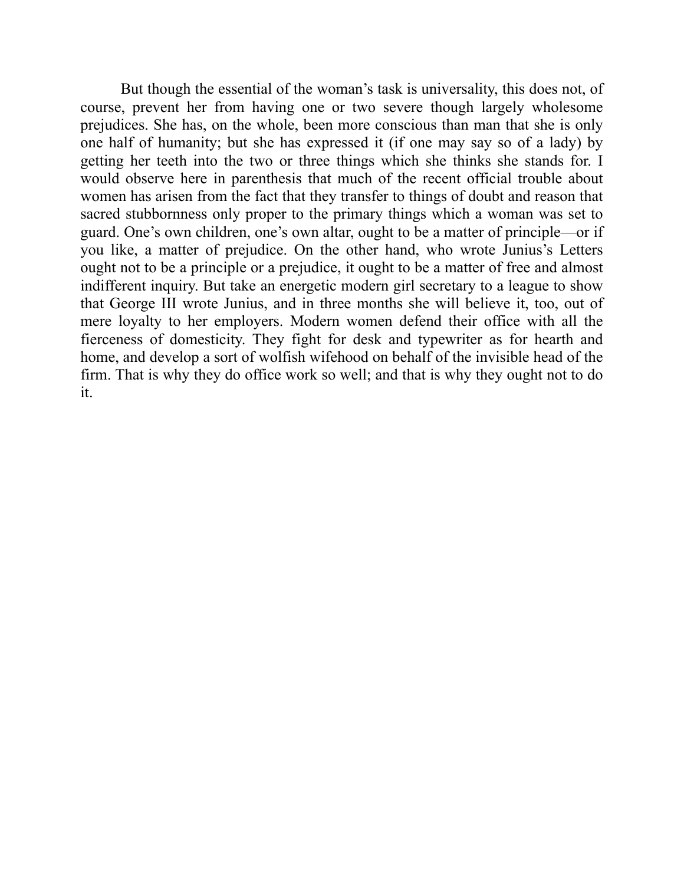But though the essential of the woman's task is universality, this does not, of course, prevent her from having one or two severe though largely wholesome prejudices. She has, on the whole, been more conscious than man that she is only one half of humanity; but she has expressed it (if one may say so of a lady) by getting her teeth into the two or three things which she thinks she stands for. I would observe here in parenthesis that much of the recent official trouble about women has arisen from the fact that they transfer to things of doubt and reason that sacred stubbornness only proper to the primary things which a woman was set to guard. One's own children, one's own altar, ought to be a matter of principle—or if you like, a matter of prejudice. On the other hand, who wrote Junius's Letters ought not to be a principle or a prejudice, it ought to be a matter of free and almost indifferent inquiry. But take an energetic modern girl secretary to a league to show that George III wrote Junius, and in three months she will believe it, too, out of mere loyalty to her employers. Modern women defend their office with all the fierceness of domesticity. They fight for desk and typewriter as for hearth and home, and develop a sort of wolfish wifehood on behalf of the invisible head of the firm. That is why they do office work so well; and that is why they ought not to do it.